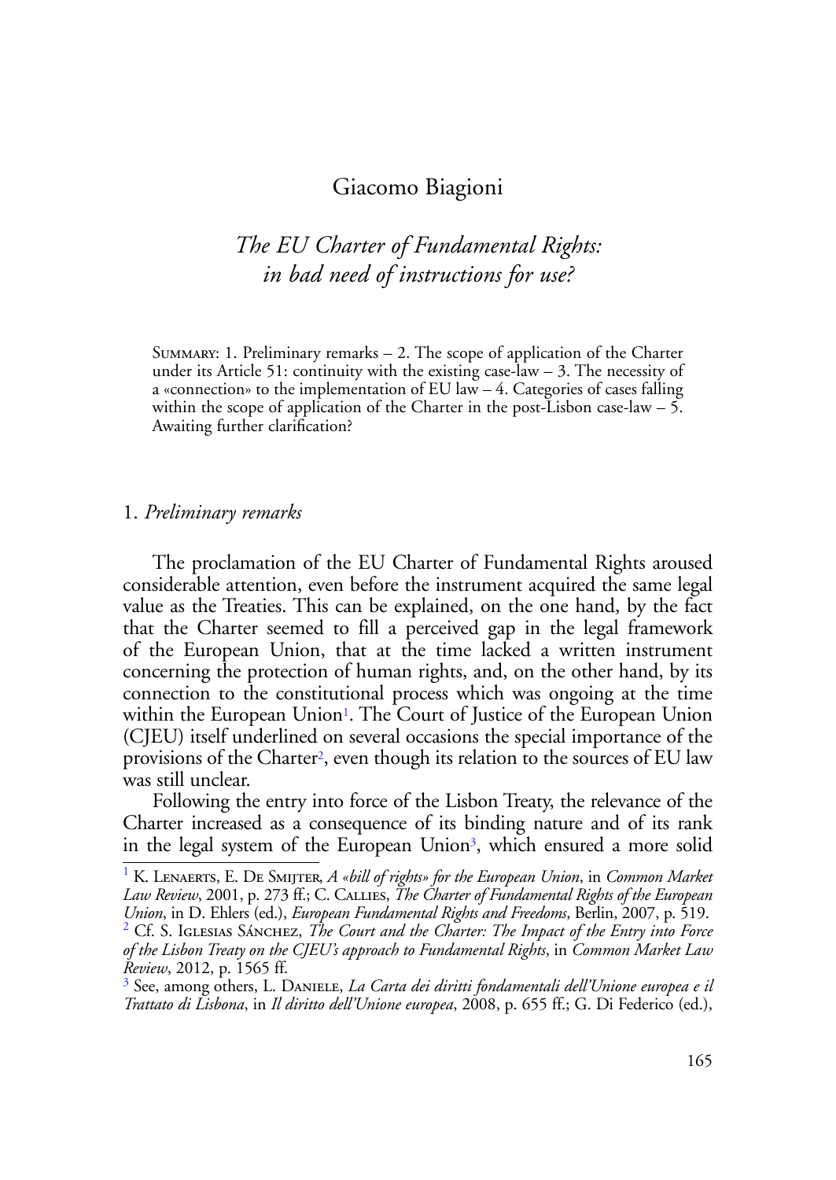Giacomo Biagioni

# *The EU Charter of Fundamental Rights: in bad need of instructions for use?*

Summary: 1. Preliminary remarks – 2. The scope of application of the Charter under its Article 51: continuity with the existing case-law – 3. The necessity of a «connection» to the implementation of EU law – 4. Categories of cases falling within the scope of application of the Charter in the post-Lisbon case-law – 5. Awaiting further clarification?

## 1. *Preliminary remarks*

The proclamation of the EU Charter of Fundamental Rights aroused considerable attention, even before the instrument acquired the same legal value as the Treaties. This can be explained, on the one hand, by the fact that the Charter seemed to fill a perceived gap in the legal framework of the European Union, that at the time lacked a written instrument concerning the protection of human rights, and, on the other hand, by its connection to the constitutional process which was ongoing at the time within the European Union[1]. The Court of Justice of the European Union (CJEU) itself underlined on several occasions the special importance of the provisions of the Charter[2], even though its relation to the sources of EU law was still unclear.

Following the entry into force of the Lisbon Treaty, the relevance of the Charter increased as a consequence of its binding nature and of its rank in the legal system of the European Union[3], which ensured a more solid

[1] K. Lenaerts, E. De Smijter, *A «bill of rights» for the European Union*, in *Common Market Law Review*, 2001, p. 273 ff.; C. Callies, *The Charter of Fundamental Rights of the European Union*, in D. Ehlers (ed.), *European Fundamental Rights and Freedoms*, Berlin, 2007, p. 519.

[2] Cf. S. Iglesias Sánchez, *The Court and the Charter: The Impact of the Entry into Force of the Lisbon Treaty on the CJEU's approach to Fundamental Rights*, in *Common Market Law Review*, 2012, p. 1565 ff.

[3] See, among others, L. Daniele, *La Carta dei diritti fondamentali dell'Unione europea e il Trattato di Lisbona*, in *Il diritto dell'Unione europea*, 2008, p. 655 ff.; G. Di Federico (ed.),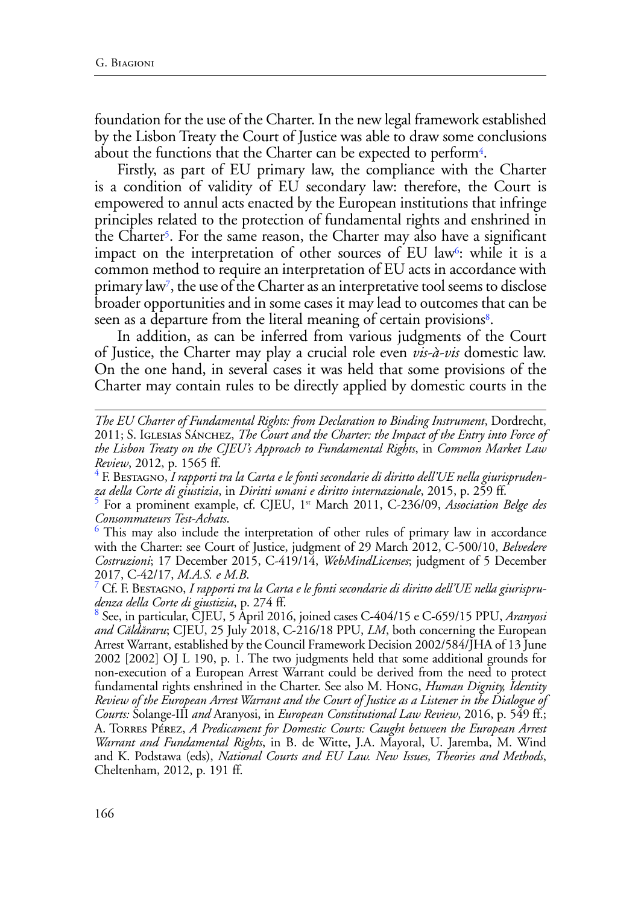foundation for the use of the Charter. In the new legal framework established by the Lisbon Treaty the Court of Justice was able to draw some conclusions about the functions that the Charter can be expected to perform[4].

Firstly, as part of EU primary law, the compliance with the Charter is a condition of validity of EU secondary law: therefore, the Court is empowered to annul acts enacted by the European institutions that infringe principles related to the protection of fundamental rights and enshrined in the Charter[5]. For the same reason, the Charter may also have a significant impact on the interpretation of other sources of EU law[6]: while it is a common method to require an interpretation of EU acts in accordance with primary law[7], the use of the Charter as an interpretative tool seems to disclose broader opportunities and in some cases it may lead to outcomes that can be seen as a departure from the literal meaning of certain provisions[8].

In addition, as can be inferred from various judgments of the Court of Justice, the Charter may play a crucial role even *vis-à-vis* domestic law. On the one hand, in several cases it was held that some provisions of the Charter may contain rules to be directly applied by domestic courts in the

---

*The EU Charter of Fundamental Rights: from Declaration to Binding Instrument*, Dordrecht, 2011; S. Iglesias Sánchez, *The Court and the Charter: the Impact of the Entry into Force of the Lisbon Treaty on the CJEU's Approach to Fundamental Rights*, in *Common Market Law Review*, 2012, p. 1565 ff.

[4] F. Bestagno, *I rapporti tra la Carta e le fonti secondarie di diritto dell'UE nella giurisprudenza della Corte di giustizia*, in *Diritti umani e diritto internazionale*, 2015, p. 259 ff.

[5] For a prominent example, cf. CJEU, 1st March 2011, C-236/09, *Association Belge des Consommateurs Test-Achats*.

[6] This may also include the interpretation of other rules of primary law in accordance with the Charter: see Court of Justice, judgment of 29 March 2012, C-500/10, *Belvedere Costruzioni*; 17 December 2015, C-419/14, *WebMindLicenses*; judgment of 5 December 2017, C-42/17, *M.A.S. e M.B.*

[7] Cf. F. Bestagno, *I rapporti tra la Carta e le fonti secondarie di diritto dell'UE nella giurisprudenza della Corte di giustizia*, p. 274 ff.

[8] See, in particular, CJEU, 5 April 2016, joined cases C-404/15 e C-659/15 PPU, *Aranyosi and Căldăraru*; CJEU, 25 July 2018, C-216/18 PPU, *LM*, both concerning the European Arrest Warrant, established by the Council Framework Decision 2002/584/JHA of 13 June 2002 [2002] OJ L 190, p. 1. The two judgments held that some additional grounds for non-execution of a European Arrest Warrant could be derived from the need to protect fundamental rights enshrined in the Charter. See also M. Hong, *Human Dignity, Identity Review of the European Arrest Warrant and the Court of Justice as a Listener in the Dialogue of Courts:* Solange-III *and* Aranyosi, in *European Constitutional Law Review*, 2016, p. 549 ff.; A. Torres Pérez, *A Predicament for Domestic Courts: Caught between the European Arrest Warrant and Fundamental Rights*, in B. de Witte, J.A. Mayoral, U. Jaremba, M. Wind and K. Podstawa (eds), *National Courts and EU Law. New Issues, Theories and Methods*, Cheltenham, 2012, p. 191 ff.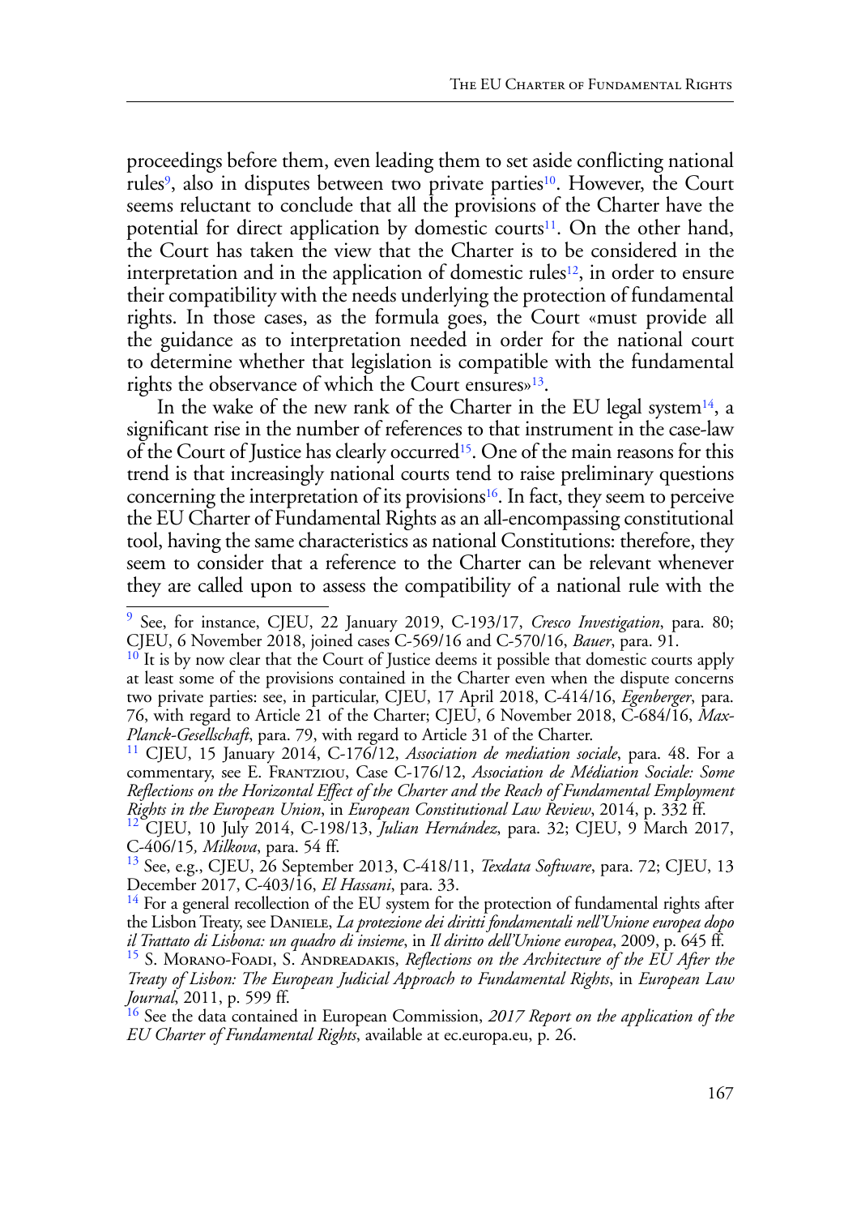proceedings before them, even leading them to set aside conflicting national rules[9], also in disputes between two private parties[10]. However, the Court seems reluctant to conclude that all the provisions of the Charter have the potential for direct application by domestic courts[11]. On the other hand, the Court has taken the view that the Charter is to be considered in the interpretation and in the application of domestic rules[12], in order to ensure their compatibility with the needs underlying the protection of fundamental rights. In those cases, as the formula goes, the Court «must provide all the guidance as to interpretation needed in order for the national court to determine whether that legislation is compatible with the fundamental rights the observance of which the Court ensures»[13].

In the wake of the new rank of the Charter in the EU legal system[14], a significant rise in the number of references to that instrument in the case-law of the Court of Justice has clearly occurred[15]. One of the main reasons for this trend is that increasingly national courts tend to raise preliminary questions concerning the interpretation of its provisions[16]. In fact, they seem to perceive the EU Charter of Fundamental Rights as an all-encompassing constitutional tool, having the same characteristics as national Constitutions: therefore, they seem to consider that a reference to the Charter can be relevant whenever they are called upon to assess the compatibility of a national rule with the

---

[9] See, for instance, CJEU, 22 January 2019, C-193/17, *Cresco Investigation*, para. 80; CJEU, 6 November 2018, joined cases C-569/16 and C-570/16, *Bauer*, para. 91.

[10] It is by now clear that the Court of Justice deems it possible that domestic courts apply at least some of the provisions contained in the Charter even when the dispute concerns two private parties: see, in particular, CJEU, 17 April 2018, C-414/16, *Egenberger*, para. 76, with regard to Article 21 of the Charter; CJEU, 6 November 2018, C-684/16, *Max-Planck-Gesellschaft*, para. 79, with regard to Article 31 of the Charter.

[11] CJEU, 15 January 2014, C-176/12, *Association de mediation sociale*, para. 48. For a commentary, see E. Frantziou, Case C-176/12, *Association de Médiation Sociale: Some Reflections on the Horizontal Effect of the Charter and the Reach of Fundamental Employment Rights in the European Union*, in *European Constitutional Law Review*, 2014, p. 332 ff.

[12] CJEU, 10 July 2014, C-198/13, *Julian Hernández*, para. 32; CJEU, 9 March 2017, C-406/15, *Milkova*, para. 54 ff.

[13] See, e.g., CJEU, 26 September 2013, C-418/11, *Texdata Software*, para. 72; CJEU, 13 December 2017, C-403/16, *El Hassani*, para. 33.

[14] For a general recollection of the EU system for the protection of fundamental rights after the Lisbon Treaty, see Daniele, *La protezione dei diritti fondamentali nell'Unione europea dopo il Trattato di Lisbona: un quadro di insieme*, in *Il diritto dell'Unione europea*, 2009, p. 645 ff.

[15] S. Morano-Foadi, S. Andreadakis, *Reflections on the Architecture of the EU After the Treaty of Lisbon: The European Judicial Approach to Fundamental Rights*, in *European Law Journal*, 2011, p. 599 ff.

[16] See the data contained in European Commission, *2017 Report on the application of the EU Charter of Fundamental Rights*, available at ec.europa.eu, p. 26.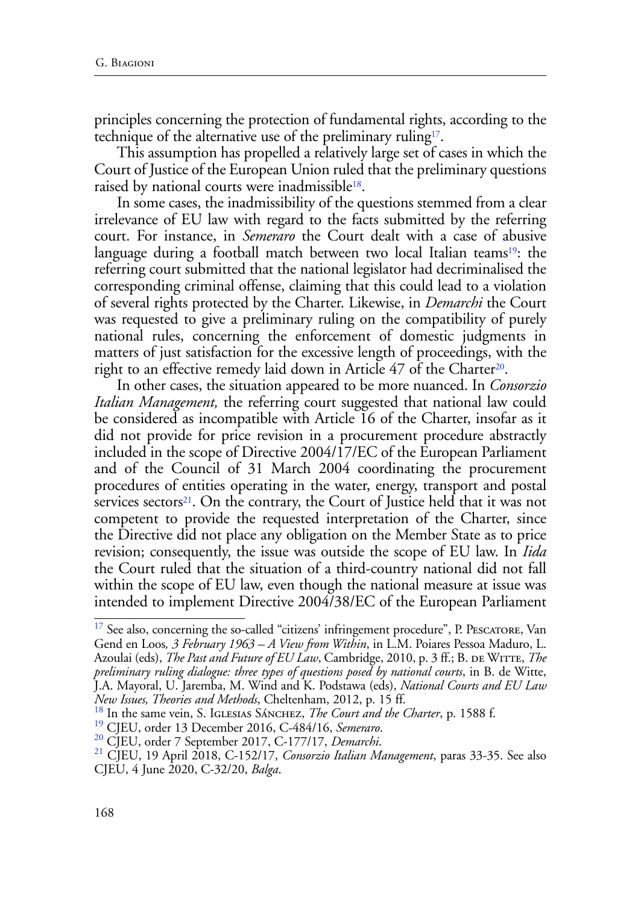principles concerning the protection of fundamental rights, according to the technique of the alternative use of the preliminary ruling[17].

This assumption has propelled a relatively large set of cases in which the Court of Justice of the European Union ruled that the preliminary questions raised by national courts were inadmissible[18].

In some cases, the inadmissibility of the questions stemmed from a clear irrelevance of EU law with regard to the facts submitted by the referring court. For instance, in *Semeraro* the Court dealt with a case of abusive language during a football match between two local Italian teams[19]: the referring court submitted that the national legislator had decriminalised the corresponding criminal offense, claiming that this could lead to a violation of several rights protected by the Charter. Likewise, in *Demarchi* the Court was requested to give a preliminary ruling on the compatibility of purely national rules, concerning the enforcement of domestic judgments in matters of just satisfaction for the excessive length of proceedings, with the right to an effective remedy laid down in Article 47 of the Charter[20].

In other cases, the situation appeared to be more nuanced. In *Consorzio Italian Management,* the referring court suggested that national law could be considered as incompatible with Article 16 of the Charter, insofar as it did not provide for price revision in a procurement procedure abstractly included in the scope of Directive 2004/17/EC of the European Parliament and of the Council of 31 March 2004 coordinating the procurement procedures of entities operating in the water, energy, transport and postal services sectors[21]. On the contrary, the Court of Justice held that it was not competent to provide the requested interpretation of the Charter, since the Directive did not place any obligation on the Member State as to price revision; consequently, the issue was outside the scope of EU law. In *Iida* the Court ruled that the situation of a third-country national did not fall within the scope of EU law, even though the national measure at issue was intended to implement Directive 2004/38/EC of the European Parliament

---

[17] See also, concerning the so-called "citizens' infringement procedure", P. Pescatore, Van Gend en Loos*, 3 February 1963 – A View from Within*, in L.M. Poiares Pessoa Maduro, L. Azoulai (eds), *The Past and Future of EU Law*, Cambridge, 2010, p. 3 ff.; B. de Witte, *The preliminary ruling dialogue: three types of questions posed by national courts*, in B. de Witte, J.A. Mayoral, U. Jaremba, M. Wind and K. Podstawa (eds), *National Courts and EU Law New Issues, Theories and Methods*, Cheltenham, 2012, p. 15 ff.

[18] In the same vein, S. Iglesias Sánchez, *The Court and the Charter*, p. 1588 f.

[19] CJEU, order 13 December 2016, C-484/16, *Semeraro*.

[20] CJEU, order 7 September 2017, C-177/17, *Demarchi*.

[21] CJEU, 19 April 2018, C-152/17, *Consorzio Italian Management*, paras 33-35. See also CJEU, 4 June 2020, C-32/20, *Balga*.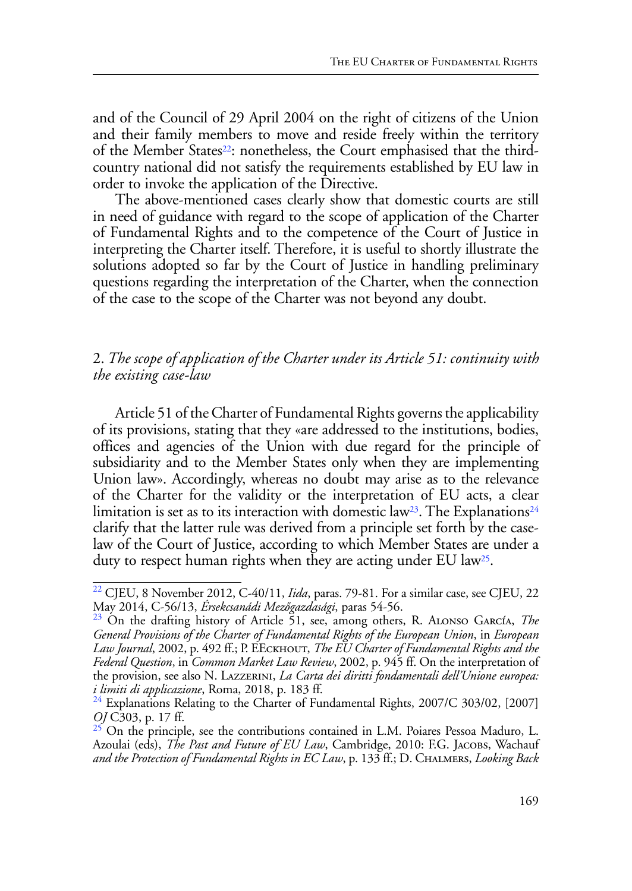and of the Council of 29 April 2004 on the right of citizens of the Union and their family members to move and reside freely within the territory of the Member States[22]: nonetheless, the Court emphasised that the third-country national did not satisfy the requirements established by EU law in order to invoke the application of the Directive.

The above-mentioned cases clearly show that domestic courts are still in need of guidance with regard to the scope of application of the Charter of Fundamental Rights and to the competence of the Court of Justice in interpreting the Charter itself. Therefore, it is useful to shortly illustrate the solutions adopted so far by the Court of Justice in handling preliminary questions regarding the interpretation of the Charter, when the connection of the case to the scope of the Charter was not beyond any doubt.

## 2. *The scope of application of the Charter under its Article 51: continuity with the existing case-law*

Article 51 of the Charter of Fundamental Rights governs the applicability of its provisions, stating that they «are addressed to the institutions, bodies, offices and agencies of the Union with due regard for the principle of subsidiarity and to the Member States only when they are implementing Union law». Accordingly, whereas no doubt may arise as to the relevance of the Charter for the validity or the interpretation of EU acts, a clear limitation is set as to its interaction with domestic law[23]. The Explanations[24] clarify that the latter rule was derived from a principle set forth by the case-law of the Court of Justice, according to which Member States are under a duty to respect human rights when they are acting under EU law[25].

---

[22] CJEU, 8 November 2012, C-40/11, *Iida*, paras. 79-81. For a similar case, see CJEU, 22 May 2014, C-56/13, *Érsekcsanádi Mezőgazdasági*, paras 54-56.

[23] On the drafting history of Article 51, see, among others, R. Alonso García, *The General Provisions of the Charter of Fundamental Rights of the European Union*, in *European Law Journal*, 2002, p. 492 ff.; P. EEckhout, *The EU Charter of Fundamental Rights and the Federal Question*, in *Common Market Law Review*, 2002, p. 945 ff. On the interpretation of the provision, see also N. Lazzerini, *La Carta dei diritti fondamentali dell'Unione europea: i limiti di applicazione*, Roma, 2018, p. 183 ff.

[24] Explanations Relating to the Charter of Fundamental Rights, 2007/C 303/02, [2007] *OJ* C303, p. 17 ff.

[25] On the principle, see the contributions contained in L.M. Poiares Pessoa Maduro, L. Azoulai (eds), *The Past and Future of EU Law*, Cambridge, 2010: F.G. Jacobs, Wachauf *and the Protection of Fundamental Rights in EC Law*, p. 133 ff.; D. Chalmers, *Looking Back*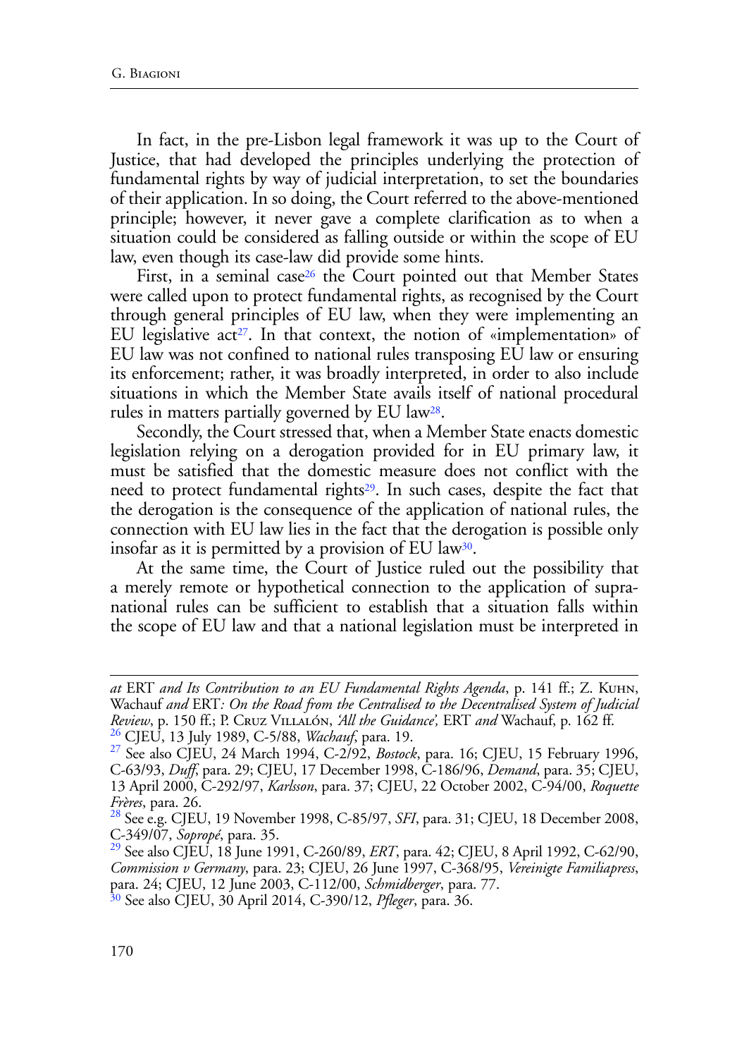In fact, in the pre-Lisbon legal framework it was up to the Court of Justice, that had developed the principles underlying the protection of fundamental rights by way of judicial interpretation, to set the boundaries of their application. In so doing, the Court referred to the above-mentioned principle; however, it never gave a complete clarification as to when a situation could be considered as falling outside or within the scope of EU law, even though its case-law did provide some hints.

First, in a seminal case[26] the Court pointed out that Member States were called upon to protect fundamental rights, as recognised by the Court through general principles of EU law, when they were implementing an EU legislative act[27]. In that context, the notion of «implementation» of EU law was not confined to national rules transposing EU law or ensuring its enforcement; rather, it was broadly interpreted, in order to also include situations in which the Member State avails itself of national procedural rules in matters partially governed by EU law[28].

Secondly, the Court stressed that, when a Member State enacts domestic legislation relying on a derogation provided for in EU primary law, it must be satisfied that the domestic measure does not conflict with the need to protect fundamental rights[29]. In such cases, despite the fact that the derogation is the consequence of the application of national rules, the connection with EU law lies in the fact that the derogation is possible only insofar as it is permitted by a provision of EU law[30].

At the same time, the Court of Justice ruled out the possibility that a merely remote or hypothetical connection to the application of supranational rules can be sufficient to establish that a situation falls within the scope of EU law and that a national legislation must be interpreted in

---

*at* ERT *and Its Contribution to an EU Fundamental Rights Agenda*, p. 141 ff.; Z. Kuhn, Wachauf *and* ERT*: On the Road from the Centralised to the Decentralised System of Judicial Review*, p. 150 ff.; P. Cruz Villalón, *'All the Guidance',* ERT *and* Wachauf, p. 162 ff.

[26] CJEU, 13 July 1989, C-5/88, *Wachauf*, para. 19.

[27] See also CJEU, 24 March 1994, C-2/92, *Bostock*, para. 16; CJEU, 15 February 1996, C-63/93, *Duff*, para. 29; CJEU, 17 December 1998, C-186/96, *Demand*, para. 35; CJEU, 13 April 2000, C-292/97, *Karlsson*, para. 37; CJEU, 22 October 2002, C-94/00, *Roquette Frères*, para. 26.

[28] See e.g. CJEU, 19 November 1998, C-85/97, *SFI*, para. 31; CJEU, 18 December 2008, C-349/07, *Sopropé*, para. 35.

[29] See also CJEU, 18 June 1991, C-260/89, *ERT*, para. 42; CJEU, 8 April 1992, C-62/90, *Commission v Germany*, para. 23; CJEU, 26 June 1997, C-368/95, *Vereinigte Familiapress*, para. 24; CJEU, 12 June 2003, C-112/00, *Schmidberger*, para. 77.

[30] See also CJEU, 30 April 2014, C-390/12, *Pfleger*, para. 36.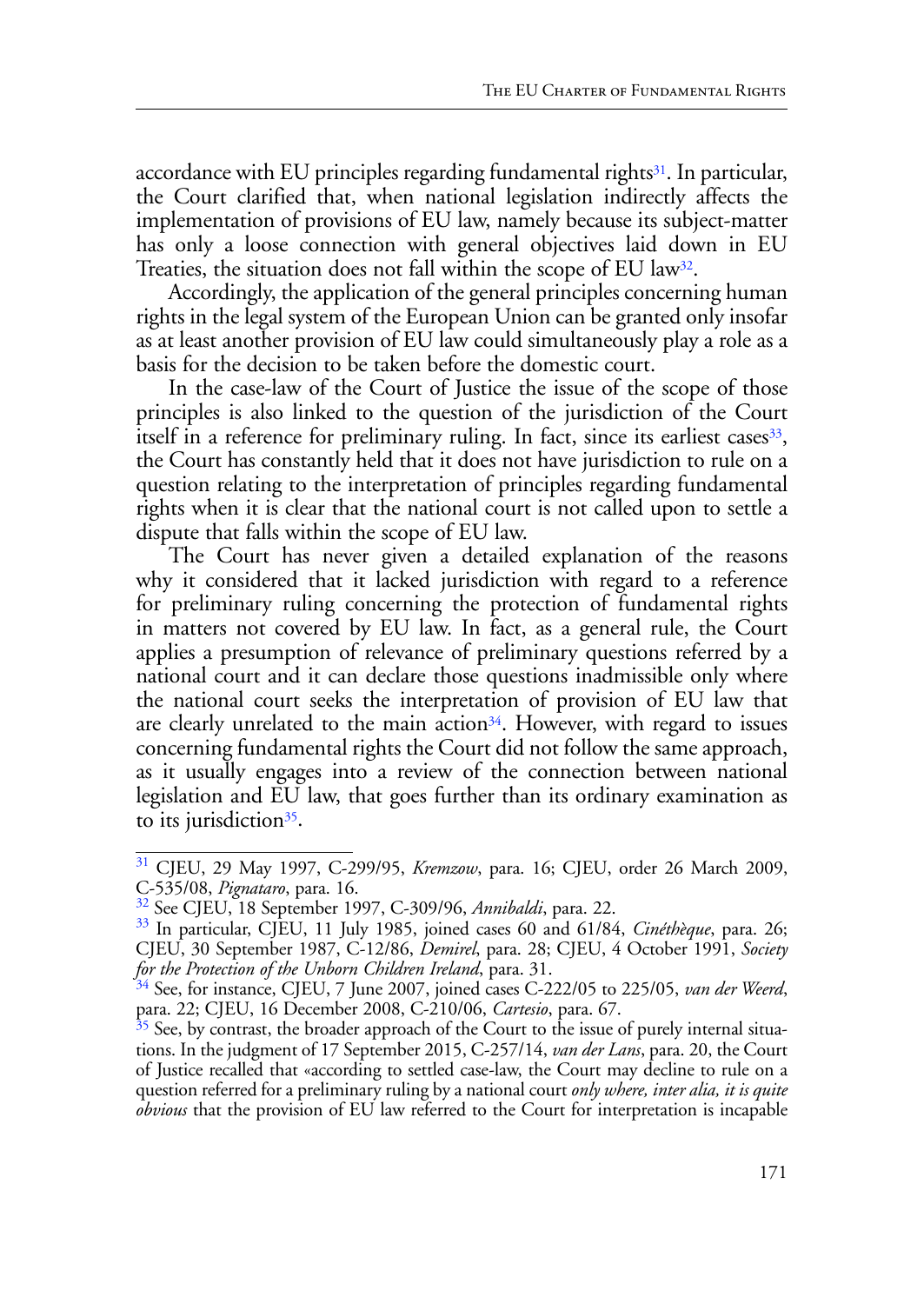accordance with EU principles regarding fundamental rights[31]. In particular, the Court clarified that, when national legislation indirectly affects the implementation of provisions of EU law, namely because its subject-matter has only a loose connection with general objectives laid down in EU Treaties, the situation does not fall within the scope of EU law[32].

Accordingly, the application of the general principles concerning human rights in the legal system of the European Union can be granted only insofar as at least another provision of EU law could simultaneously play a role as a basis for the decision to be taken before the domestic court.

In the case-law of the Court of Justice the issue of the scope of those principles is also linked to the question of the jurisdiction of the Court itself in a reference for preliminary ruling. In fact, since its earliest cases[33], the Court has constantly held that it does not have jurisdiction to rule on a question relating to the interpretation of principles regarding fundamental rights when it is clear that the national court is not called upon to settle a dispute that falls within the scope of EU law.

The Court has never given a detailed explanation of the reasons why it considered that it lacked jurisdiction with regard to a reference for preliminary ruling concerning the protection of fundamental rights in matters not covered by EU law. In fact, as a general rule, the Court applies a presumption of relevance of preliminary questions referred by a national court and it can declare those questions inadmissible only where the national court seeks the interpretation of provision of EU law that are clearly unrelated to the main action[34]. However, with regard to issues concerning fundamental rights the Court did not follow the same approach, as it usually engages into a review of the connection between national legislation and EU law, that goes further than its ordinary examination as to its jurisdiction[35].

---

[31] CJEU, 29 May 1997, C-299/95, *Kremzow*, para. 16; CJEU, order 26 March 2009, C-535/08, *Pignataro*, para. 16.

[32] See CJEU, 18 September 1997, C-309/96, *Annibaldi*, para. 22.

[33] In particular, CJEU, 11 July 1985, joined cases 60 and 61/84, *Cinéthèque*, para. 26; CJEU, 30 September 1987, C-12/86, *Demirel*, para. 28; CJEU, 4 October 1991, *Society for the Protection of the Unborn Children Ireland*, para. 31.

[34] See, for instance, CJEU, 7 June 2007, joined cases C-222/05 to 225/05, *van der Weerd*, para. 22; CJEU, 16 December 2008, C-210/06, *Cartesio*, para. 67.

[35] See, by contrast, the broader approach of the Court to the issue of purely internal situations. In the judgment of 17 September 2015, C-257/14, *van der Lans*, para. 20, the Court of Justice recalled that «according to settled case-law, the Court may decline to rule on a question referred for a preliminary ruling by a national court *only where, inter alia, it is quite obvious* that the provision of EU law referred to the Court for interpretation is incapable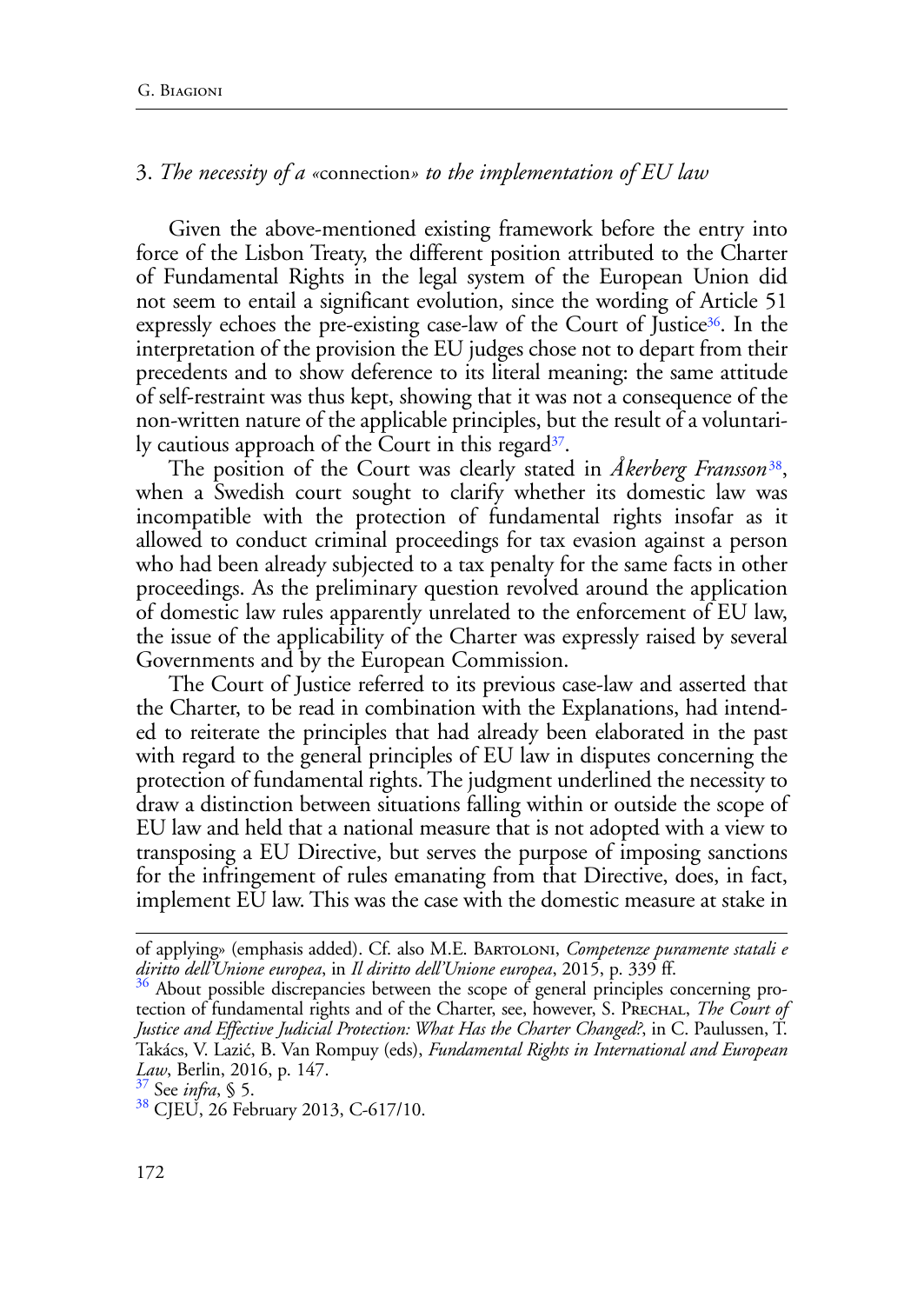## 3. *The necessity of a «*connection*» to the implementation of EU law*

Given the above-mentioned existing framework before the entry into force of the Lisbon Treaty, the different position attributed to the Charter of Fundamental Rights in the legal system of the European Union did not seem to entail a significant evolution, since the wording of Article 51 expressly echoes the pre-existing case-law of the Court of Justice[36]. In the interpretation of the provision the EU judges chose not to depart from their precedents and to show deference to its literal meaning: the same attitude of self-restraint was thus kept, showing that it was not a consequence of the non-written nature of the applicable principles, but the result of a voluntarily cautious approach of the Court in this regard[37].

The position of the Court was clearly stated in *Åkerberg Fransson*[38], when a Swedish court sought to clarify whether its domestic law was incompatible with the protection of fundamental rights insofar as it allowed to conduct criminal proceedings for tax evasion against a person who had been already subjected to a tax penalty for the same facts in other proceedings. As the preliminary question revolved around the application of domestic law rules apparently unrelated to the enforcement of EU law, the issue of the applicability of the Charter was expressly raised by several Governments and by the European Commission.

The Court of Justice referred to its previous case-law and asserted that the Charter, to be read in combination with the Explanations, had intended to reiterate the principles that had already been elaborated in the past with regard to the general principles of EU law in disputes concerning the protection of fundamental rights. The judgment underlined the necessity to draw a distinction between situations falling within or outside the scope of EU law and held that a national measure that is not adopted with a view to transposing a EU Directive, but serves the purpose of imposing sanctions for the infringement of rules emanating from that Directive, does, in fact, implement EU law. This was the case with the domestic measure at stake in

---

of applying» (emphasis added). Cf. also M.E. Bartoloni, *Competenze puramente statali e diritto dell'Unione europea*, in *Il diritto dell'Unione europea*, 2015, p. 339 ff.

[36] About possible discrepancies between the scope of general principles concerning protection of fundamental rights and of the Charter, see, however, S. Prechal, *The Court of Justice and Effective Judicial Protection: What Has the Charter Changed?*, in C. Paulussen, T. Takács, V. Lazić, B. Van Rompuy (eds), *Fundamental Rights in International and European Law*, Berlin, 2016, p. 147.

[37] See *infra*, § 5.

[38] CJEU, 26 February 2013, C-617/10.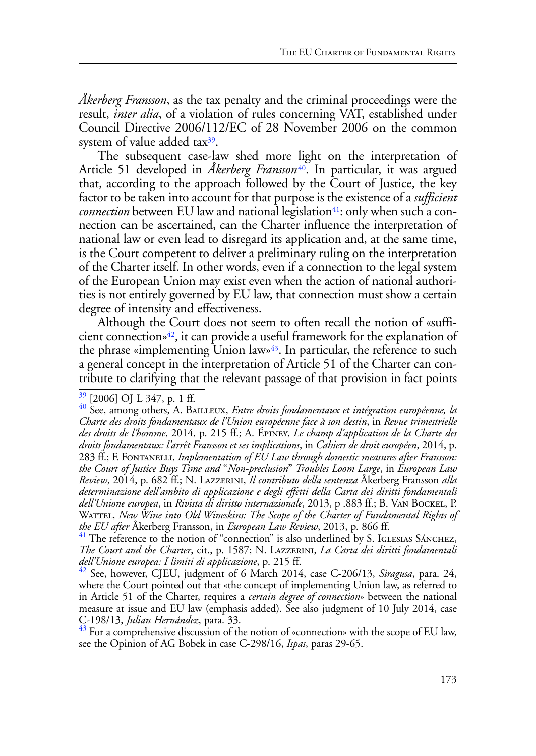*Åkerberg Fransson*, as the tax penalty and the criminal proceedings were the result, *inter alia*, of a violation of rules concerning VAT, established under Council Directive 2006/112/EC of 28 November 2006 on the common system of value added tax[39].

The subsequent case-law shed more light on the interpretation of Article 51 developed in *Åkerberg Fransson*[40]. In particular, it was argued that, according to the approach followed by the Court of Justice, the key factor to be taken into account for that purpose is the existence of a *sufficient connection* between EU law and national legislation[41]: only when such a connection can be ascertained, can the Charter influence the interpretation of national law or even lead to disregard its application and, at the same time, is the Court competent to deliver a preliminary ruling on the interpretation of the Charter itself. In other words, even if a connection to the legal system of the European Union may exist even when the action of national authorities is not entirely governed by EU law, that connection must show a certain degree of intensity and effectiveness.

Although the Court does not seem to often recall the notion of «sufficient connection»[42], it can provide a useful framework for the explanation of the phrase «implementing Union law»[43]. In particular, the reference to such a general concept in the interpretation of Article 51 of the Charter can contribute to clarifying that the relevant passage of that provision in fact points

---

[39] [2006] OJ L 347, p. 1 ff.

[40] See, among others, A. Bailleux, *Entre droits fondamentaux et intégration européenne, la Charte des droits fondamentaux de l'Union européenne face à son destin*, in *Revue trimestrielle des droits de l'homme*, 2014, p. 215 ff.; A. Épiney, *Le champ d'application de la Charte des droits fondamentaux: l'arrêt Fransson et ses implications*, in *Cahiers de droit européen*, 2014, p. 283 ff.; F. Fontanelli, *Implementation of EU Law through domestic measures after Fransson: the Court of Justice Buys Time and "Non-preclusion" Troubles Loom Large*, in *European Law Review*, 2014, p. 682 ff.; N. Lazzerini, *Il contributo della sentenza* Åkerberg Fransson *alla determinazione dell'ambito di applicazione e degli effetti della Carta dei diritti fondamentali dell'Unione europea*, in *Rivista di diritto internazionale*, 2013, p .883 ff.; B. Van Bockel, P. Wattel, *New Wine into Old Wineskins: The Scope of the Charter of Fundamental Rights of the EU after* Åkerberg Fransson, in *European Law Review*, 2013, p. 866 ff.

[41] The reference to the notion of "connection" is also underlined by S. Iglesias Sánchez, *The Court and the Charter*, cit., p. 1587; N. Lazzerini, *La Carta dei diritti fondamentali dell'Unione europea: I limiti di applicazione*, p. 215 ff.

[42] See, however, CJEU, judgment of 6 March 2014, case C-206/13, *Siragusa*, para. 24, where the Court pointed out that «the concept of implementing Union law, as referred to in Article 51 of the Charter, requires a *certain degree of connection*» between the national measure at issue and EU law (emphasis added). See also judgment of 10 July 2014, case C-198/13, *Julian Hernández*, para. 33.

[43] For a comprehensive discussion of the notion of «connection» with the scope of EU law, see the Opinion of AG Bobek in case C-298/16, *Ispas*, paras 29-65.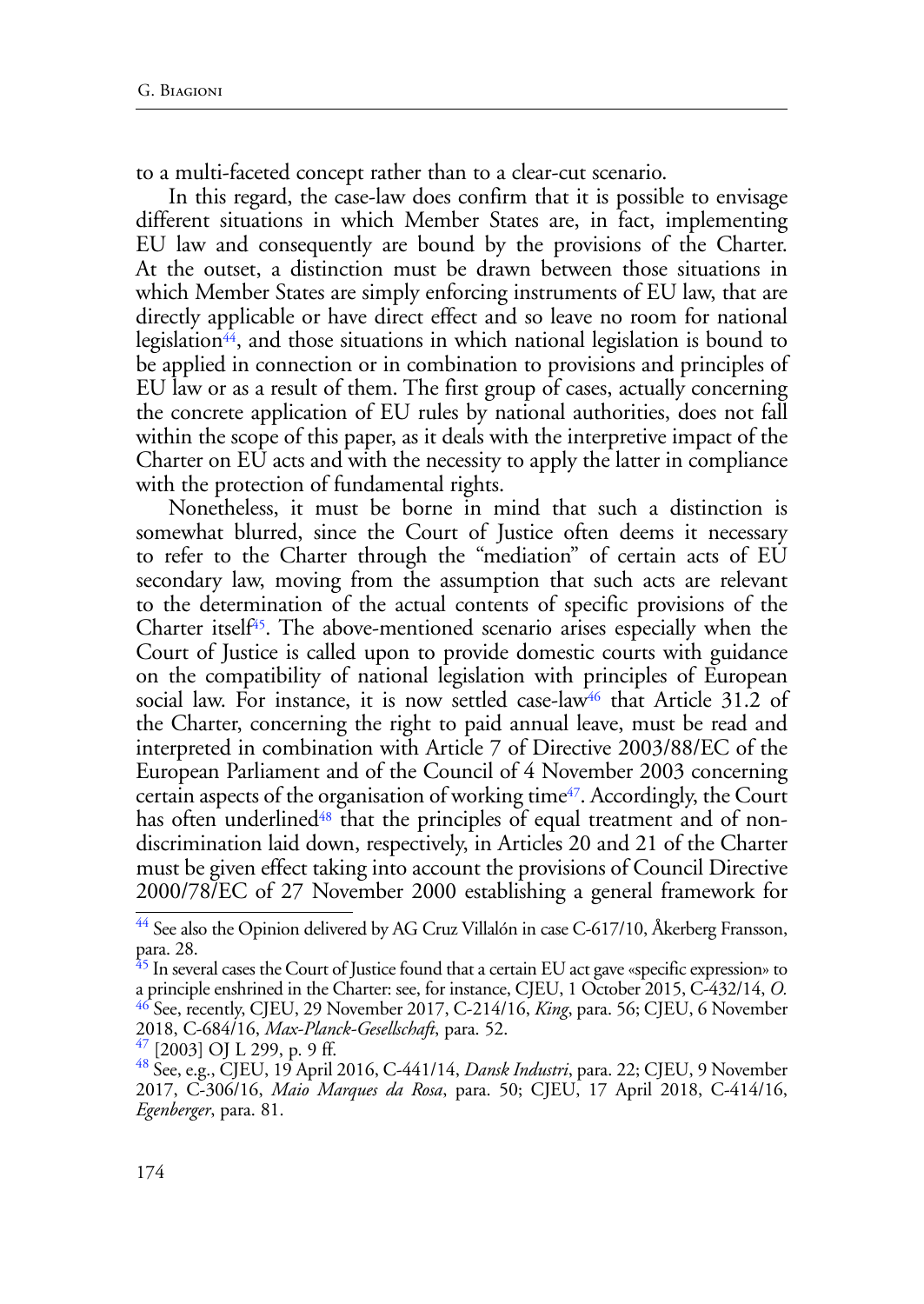to a multi-faceted concept rather than to a clear-cut scenario.

In this regard, the case-law does confirm that it is possible to envisage different situations in which Member States are, in fact, implementing EU law and consequently are bound by the provisions of the Charter. At the outset, a distinction must be drawn between those situations in which Member States are simply enforcing instruments of EU law, that are directly applicable or have direct effect and so leave no room for national legislation[44], and those situations in which national legislation is bound to be applied in connection or in combination to provisions and principles of EU law or as a result of them. The first group of cases, actually concerning the concrete application of EU rules by national authorities, does not fall within the scope of this paper, as it deals with the interpretive impact of the Charter on EU acts and with the necessity to apply the latter in compliance with the protection of fundamental rights.

Nonetheless, it must be borne in mind that such a distinction is somewhat blurred, since the Court of Justice often deems it necessary to refer to the Charter through the "mediation" of certain acts of EU secondary law, moving from the assumption that such acts are relevant to the determination of the actual contents of specific provisions of the Charter itself[45]. The above-mentioned scenario arises especially when the Court of Justice is called upon to provide domestic courts with guidance on the compatibility of national legislation with principles of European social law. For instance, it is now settled case-law[46] that Article 31.2 of the Charter, concerning the right to paid annual leave, must be read and interpreted in combination with Article 7 of Directive 2003/88/EC of the European Parliament and of the Council of 4 November 2003 concerning certain aspects of the organisation of working time[47]. Accordingly, the Court has often underlined[48] that the principles of equal treatment and of non-discrimination laid down, respectively, in Articles 20 and 21 of the Charter must be given effect taking into account the provisions of Council Directive 2000/78/EC of 27 November 2000 establishing a general framework for

---

[44] See also the Opinion delivered by AG Cruz Villalón in case C-617/10, Åkerberg Fransson, para. 28.

[45] In several cases the Court of Justice found that a certain EU act gave «specific expression» to a principle enshrined in the Charter: see, for instance, CJEU, 1 October 2015, C-432/14, *O.*

[46] See, recently, CJEU, 29 November 2017, C-214/16, *King*, para. 56; CJEU, 6 November 2018, C-684/16, *Max-Planck-Gesellschaft*, para. 52.

[47] [2003] OJ L 299, p. 9 ff.

[48] See, e.g., CJEU, 19 April 2016, C-441/14, *Dansk Industri*, para. 22; CJEU, 9 November 2017, C-306/16, *Maio Marques da Rosa*, para. 50; CJEU, 17 April 2018, C-414/16, *Egenberger*, para. 81.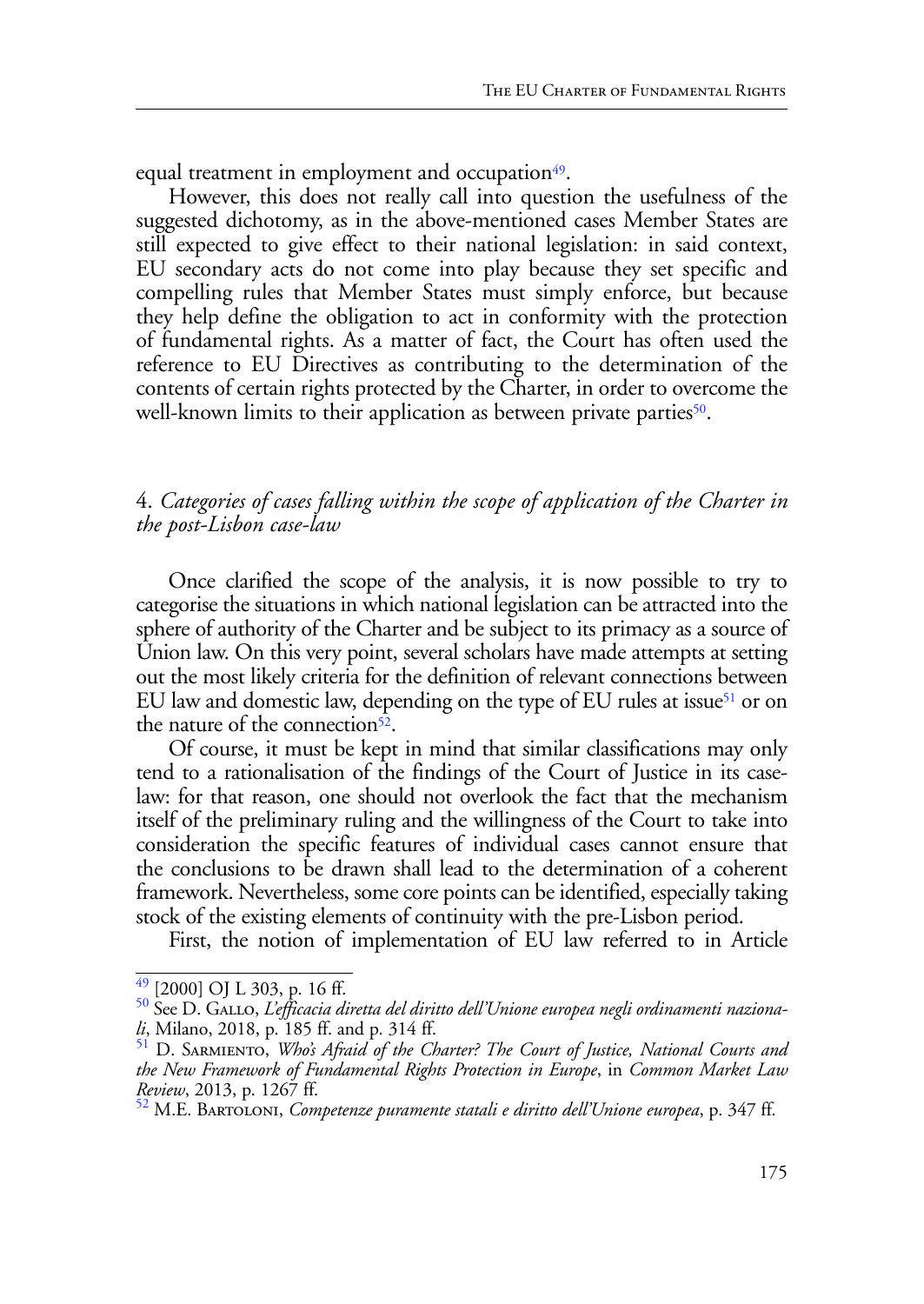equal treatment in employment and occupation[49].

However, this does not really call into question the usefulness of the suggested dichotomy, as in the above-mentioned cases Member States are still expected to give effect to their national legislation: in said context, EU secondary acts do not come into play because they set specific and compelling rules that Member States must simply enforce, but because they help define the obligation to act in conformity with the protection of fundamental rights. As a matter of fact, the Court has often used the reference to EU Directives as contributing to the determination of the contents of certain rights protected by the Charter, in order to overcome the well-known limits to their application as between private parties[50].

## 4. *Categories of cases falling within the scope of application of the Charter in the post-Lisbon case-law*

Once clarified the scope of the analysis, it is now possible to try to categorise the situations in which national legislation can be attracted into the sphere of authority of the Charter and be subject to its primacy as a source of Union law. On this very point, several scholars have made attempts at setting out the most likely criteria for the definition of relevant connections between EU law and domestic law, depending on the type of EU rules at issue[51] or on the nature of the connection[52].

Of course, it must be kept in mind that similar classifications may only tend to a rationalisation of the findings of the Court of Justice in its case-law: for that reason, one should not overlook the fact that the mechanism itself of the preliminary ruling and the willingness of the Court to take into consideration the specific features of individual cases cannot ensure that the conclusions to be drawn shall lead to the determination of a coherent framework. Nevertheless, some core points can be identified, especially taking stock of the existing elements of continuity with the pre-Lisbon period.

First, the notion of implementation of EU law referred to in Article

---

[49] [2000] OJ L 303, p. 16 ff.

[50] See D. Gallo, *L'efficacia diretta del diritto dell'Unione europea negli ordinamenti nazionali*, Milano, 2018, p. 185 ff. and p. 314 ff.

[51] D. Sarmiento, *Who's Afraid of the Charter? The Court of Justice, National Courts and the New Framework of Fundamental Rights Protection in Europe*, in *Common Market Law Review*, 2013, p. 1267 ff.

[52] M.E. Bartoloni, *Competenze puramente statali e diritto dell'Unione europea*, p. 347 ff.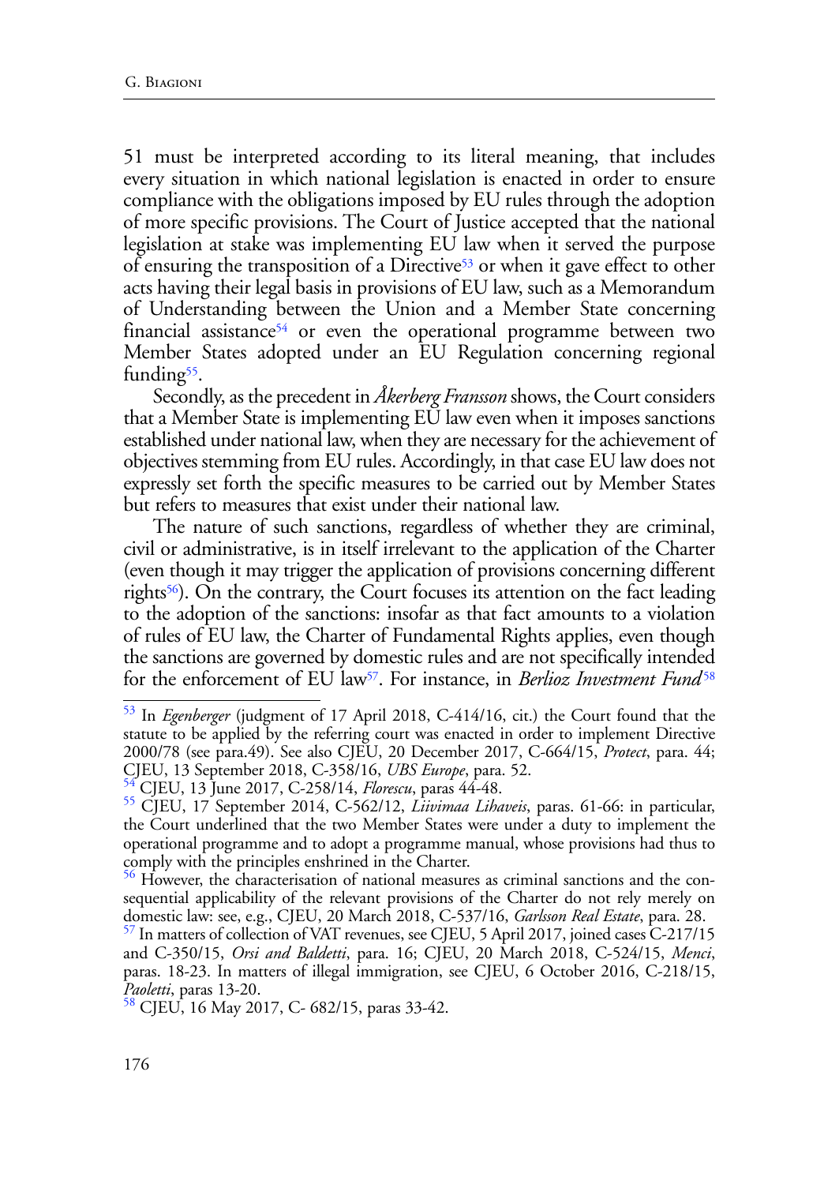51 must be interpreted according to its literal meaning, that includes every situation in which national legislation is enacted in order to ensure compliance with the obligations imposed by EU rules through the adoption of more specific provisions. The Court of Justice accepted that the national legislation at stake was implementing EU law when it served the purpose of ensuring the transposition of a Directive[53] or when it gave effect to other acts having their legal basis in provisions of EU law, such as a Memorandum of Understanding between the Union and a Member State concerning financial assistance[54] or even the operational programme between two Member States adopted under an EU Regulation concerning regional funding[55].

Secondly, as the precedent in *Åkerberg Fransson* shows, the Court considers that a Member State is implementing EU law even when it imposes sanctions established under national law, when they are necessary for the achievement of objectives stemming from EU rules. Accordingly, in that case EU law does not expressly set forth the specific measures to be carried out by Member States but refers to measures that exist under their national law.

The nature of such sanctions, regardless of whether they are criminal, civil or administrative, is in itself irrelevant to the application of the Charter (even though it may trigger the application of provisions concerning different rights[56]). On the contrary, the Court focuses its attention on the fact leading to the adoption of the sanctions: insofar as that fact amounts to a violation of rules of EU law, the Charter of Fundamental Rights applies, even though the sanctions are governed by domestic rules and are not specifically intended for the enforcement of EU law[57]. For instance, in *Berlioz Investment Fund*[58]

---

[53] In *Egenberger* (judgment of 17 April 2018, C-414/16, cit.) the Court found that the statute to be applied by the referring court was enacted in order to implement Directive 2000/78 (see para.49). See also CJEU, 20 December 2017, C-664/15, *Protect*, para. 44; CJEU, 13 September 2018, C-358/16, *UBS Europe*, para. 52.

[54] CJEU, 13 June 2017, C-258/14, *Florescu*, paras 44-48.

[55] CJEU, 17 September 2014, C-562/12, *Liivimaa Lihaveis*, paras. 61-66: in particular, the Court underlined that the two Member States were under a duty to implement the operational programme and to adopt a programme manual, whose provisions had thus to comply with the principles enshrined in the Charter.

[56] However, the characterisation of national measures as criminal sanctions and the consequential applicability of the relevant provisions of the Charter do not rely merely on domestic law: see, e.g., CJEU, 20 March 2018, C-537/16, *Garlsson Real Estate*, para. 28.

[57] In matters of collection of VAT revenues, see CJEU, 5 April 2017, joined cases C-217/15 and C-350/15, *Orsi and Baldetti*, para. 16; CJEU, 20 March 2018, C-524/15, *Menci*, paras. 18-23. In matters of illegal immigration, see CJEU, 6 October 2016, C-218/15, *Paoletti*, paras 13-20.

[58] CJEU, 16 May 2017, C- 682/15, paras 33-42.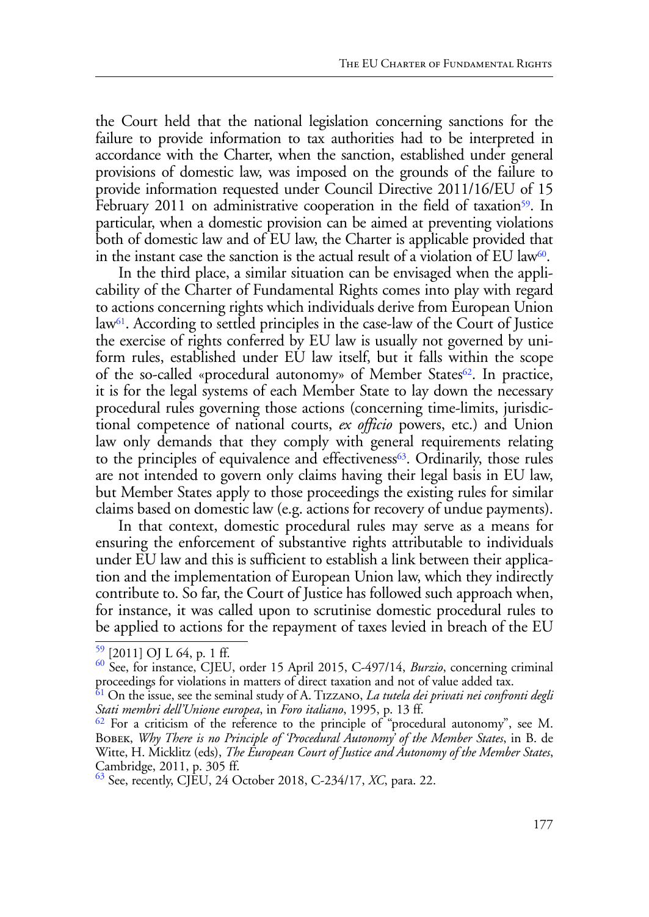the Court held that the national legislation concerning sanctions for the failure to provide information to tax authorities had to be interpreted in accordance with the Charter, when the sanction, established under general provisions of domestic law, was imposed on the grounds of the failure to provide information requested under Council Directive 2011/16/EU of 15 February 2011 on administrative cooperation in the field of taxation[59]. In particular, when a domestic provision can be aimed at preventing violations both of domestic law and of EU law, the Charter is applicable provided that in the instant case the sanction is the actual result of a violation of EU law[60].

In the third place, a similar situation can be envisaged when the applicability of the Charter of Fundamental Rights comes into play with regard to actions concerning rights which individuals derive from European Union law[61]. According to settled principles in the case-law of the Court of Justice the exercise of rights conferred by EU law is usually not governed by uniform rules, established under EU law itself, but it falls within the scope of the so-called «procedural autonomy» of Member States[62]. In practice, it is for the legal systems of each Member State to lay down the necessary procedural rules governing those actions (concerning time-limits, jurisdictional competence of national courts, *ex officio* powers, etc.) and Union law only demands that they comply with general requirements relating to the principles of equivalence and effectiveness[63]. Ordinarily, those rules are not intended to govern only claims having their legal basis in EU law, but Member States apply to those proceedings the existing rules for similar claims based on domestic law (e.g. actions for recovery of undue payments).

In that context, domestic procedural rules may serve as a means for ensuring the enforcement of substantive rights attributable to individuals under EU law and this is sufficient to establish a link between their application and the implementation of European Union law, which they indirectly contribute to. So far, the Court of Justice has followed such approach when, for instance, it was called upon to scrutinise domestic procedural rules to be applied to actions for the repayment of taxes levied in breach of the EU

---

[59] [2011] OJ L 64, p. 1 ff.

[60] See, for instance, CJEU, order 15 April 2015, C-497/14, *Burzio*, concerning criminal proceedings for violations in matters of direct taxation and not of value added tax.

[61] On the issue, see the seminal study of A. Tizzano, *La tutela dei privati nei confronti degli Stati membri dell'Unione europea*, in *Foro italiano*, 1995, p. 13 ff.

[62] For a criticism of the reference to the principle of "procedural autonomy", see M. Bobek, *Why There is no Principle of 'Procedural Autonomy' of the Member States*, in B. de Witte, H. Micklitz (eds), *The European Court of Justice and Autonomy of the Member States*, Cambridge, 2011, p. 305 ff.

[63] See, recently, CJEU, 24 October 2018, C-234/17, *XC*, para. 22.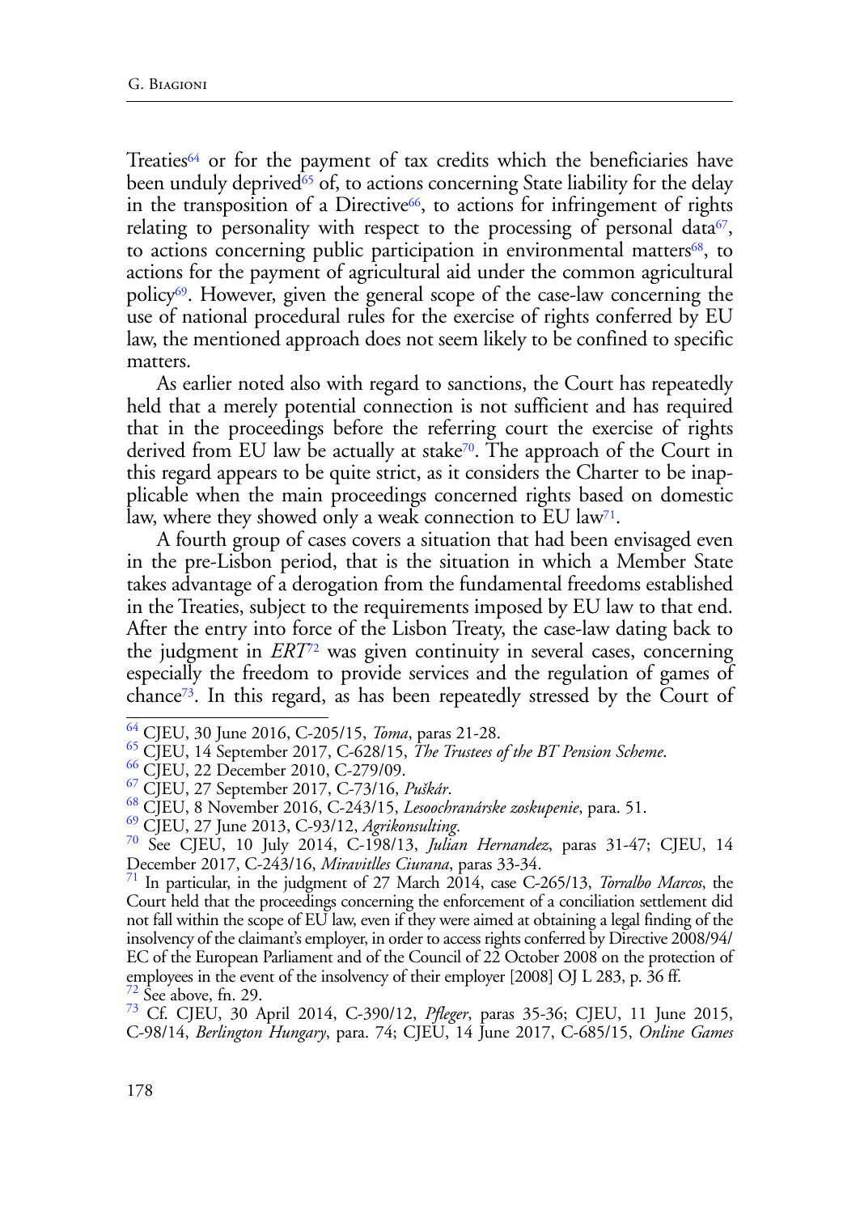Treaties[64] or for the payment of tax credits which the beneficiaries have been unduly deprived[65] of, to actions concerning State liability for the delay in the transposition of a Directive[66], to actions for infringement of rights relating to personality with respect to the processing of personal data[67], to actions concerning public participation in environmental matters[68], to actions for the payment of agricultural aid under the common agricultural policy[69]. However, given the general scope of the case-law concerning the use of national procedural rules for the exercise of rights conferred by EU law, the mentioned approach does not seem likely to be confined to specific matters.

As earlier noted also with regard to sanctions, the Court has repeatedly held that a merely potential connection is not sufficient and has required that in the proceedings before the referring court the exercise of rights derived from EU law be actually at stake[70]. The approach of the Court in this regard appears to be quite strict, as it considers the Charter to be inapplicable when the main proceedings concerned rights based on domestic law, where they showed only a weak connection to EU law[71].

A fourth group of cases covers a situation that had been envisaged even in the pre-Lisbon period, that is the situation in which a Member State takes advantage of a derogation from the fundamental freedoms established in the Treaties, subject to the requirements imposed by EU law to that end. After the entry into force of the Lisbon Treaty, the case-law dating back to the judgment in *ERT*[72] was given continuity in several cases, concerning especially the freedom to provide services and the regulation of games of chance[73]. In this regard, as has been repeatedly stressed by the Court of

---

[64] CJEU, 30 June 2016, C-205/15, *Toma*, paras 21-28.

[65] CJEU, 14 September 2017, C-628/15, *The Trustees of the BT Pension Scheme*.

[66] CJEU, 22 December 2010, C-279/09.

[67] CJEU, 27 September 2017, C-73/16, *Puškár*.

[68] CJEU, 8 November 2016, C-243/15, *Lesoochranárske zoskupenie*, para. 51.

[69] CJEU, 27 June 2013, C-93/12, *Agrikonsulting*.

[70] See CJEU, 10 July 2014, C-198/13, *Julian Hernandez*, paras 31-47; CJEU, 14 December 2017, C-243/16, *Miravitlles Ciurana*, paras 33-34.

[71] In particular, in the judgment of 27 March 2014, case C-265/13, *Torralbo Marcos*, the Court held that the proceedings concerning the enforcement of a conciliation settlement did not fall within the scope of EU law, even if they were aimed at obtaining a legal finding of the insolvency of the claimant's employer, in order to access rights conferred by Directive 2008/94/EC of the European Parliament and of the Council of 22 October 2008 on the protection of employees in the event of the insolvency of their employer [2008] OJ L 283, p. 36 ff.

[72] See above, fn. 29.

[73] Cf. CJEU, 30 April 2014, C-390/12, *Pfleger*, paras 35-36; CJEU, 11 June 2015, C-98/14, *Berlington Hungary*, para. 74; CJEU, 14 June 2017, C-685/15, *Online Games*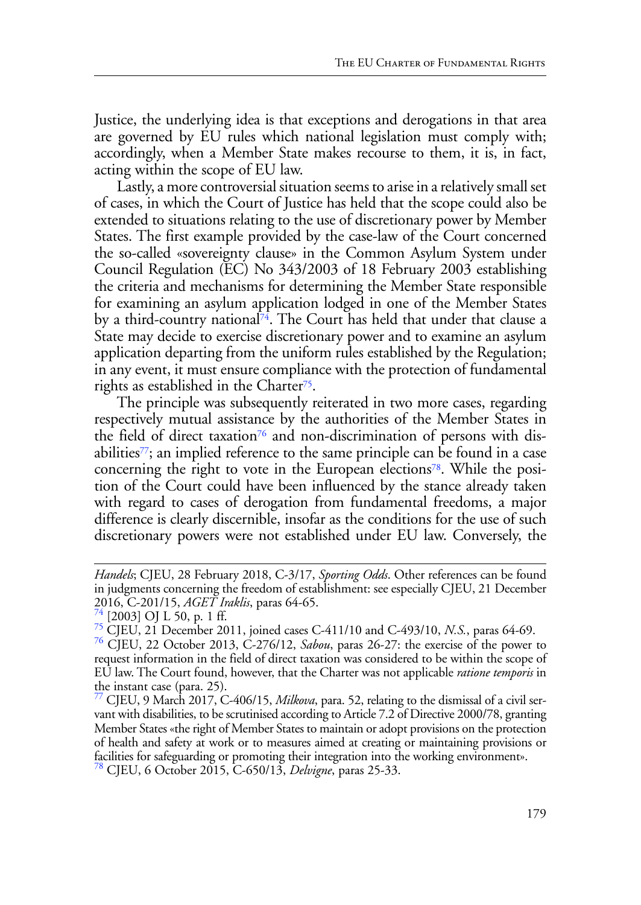Justice, the underlying idea is that exceptions and derogations in that area are governed by EU rules which national legislation must comply with; accordingly, when a Member State makes recourse to them, it is, in fact, acting within the scope of EU law.

Lastly, a more controversial situation seems to arise in a relatively small set of cases, in which the Court of Justice has held that the scope could also be extended to situations relating to the use of discretionary power by Member States. The first example provided by the case-law of the Court concerned the so-called «sovereignty clause» in the Common Asylum System under Council Regulation (EC) No 343/2003 of 18 February 2003 establishing the criteria and mechanisms for determining the Member State responsible for examining an asylum application lodged in one of the Member States by a third-country national[74]. The Court has held that under that clause a State may decide to exercise discretionary power and to examine an asylum application departing from the uniform rules established by the Regulation; in any event, it must ensure compliance with the protection of fundamental rights as established in the Charter[75].

The principle was subsequently reiterated in two more cases, regarding respectively mutual assistance by the authorities of the Member States in the field of direct taxation[76] and non-discrimination of persons with disabilities[77]; an implied reference to the same principle can be found in a case concerning the right to vote in the European elections[78]. While the position of the Court could have been influenced by the stance already taken with regard to cases of derogation from fundamental freedoms, a major difference is clearly discernible, insofar as the conditions for the use of such discretionary powers were not established under EU law. Conversely, the

---

*Handels*; CJEU, 28 February 2018, C-3/17, *Sporting Odds*. Other references can be found in judgments concerning the freedom of establishment: see especially CJEU, 21 December 2016, C-201/15, *AGET Iraklis*, paras 64-65.

[74] [2003] OJ L 50, p. 1 ff.

[75] CJEU, 21 December 2011, joined cases C-411/10 and C-493/10, *N.S.*, paras 64-69.

[76] CJEU, 22 October 2013, C-276/12, *Sabou*, paras 26-27: the exercise of the power to request information in the field of direct taxation was considered to be within the scope of EU law. The Court found, however, that the Charter was not applicable *ratione temporis* in the instant case (para. 25).

[77] CJEU, 9 March 2017, C-406/15, *Milkova*, para. 52, relating to the dismissal of a civil servant with disabilities, to be scrutinised according to Article 7.2 of Directive 2000/78, granting Member States «the right of Member States to maintain or adopt provisions on the protection of health and safety at work or to measures aimed at creating or maintaining provisions or facilities for safeguarding or promoting their integration into the working environment».

[78] CJEU, 6 October 2015, C-650/13, *Delvigne*, paras 25-33.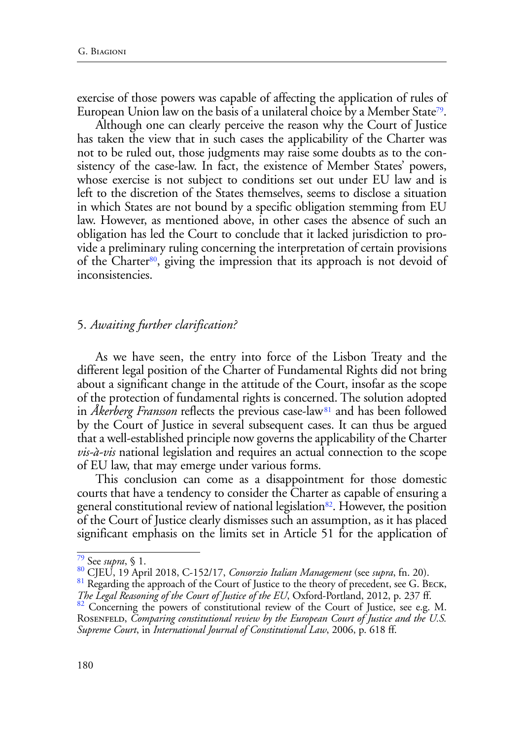exercise of those powers was capable of affecting the application of rules of European Union law on the basis of a unilateral choice by a Member State[79].

Although one can clearly perceive the reason why the Court of Justice has taken the view that in such cases the applicability of the Charter was not to be ruled out, those judgments may raise some doubts as to the consistency of the case-law. In fact, the existence of Member States' powers, whose exercise is not subject to conditions set out under EU law and is left to the discretion of the States themselves, seems to disclose a situation in which States are not bound by a specific obligation stemming from EU law. However, as mentioned above, in other cases the absence of such an obligation has led the Court to conclude that it lacked jurisdiction to provide a preliminary ruling concerning the interpretation of certain provisions of the Charter[80], giving the impression that its approach is not devoid of inconsistencies.

## 5. *Awaiting further clarification?*

As we have seen, the entry into force of the Lisbon Treaty and the different legal position of the Charter of Fundamental Rights did not bring about a significant change in the attitude of the Court, insofar as the scope of the protection of fundamental rights is concerned. The solution adopted in *Åkerberg Fransson* reflects the previous case-law[81] and has been followed by the Court of Justice in several subsequent cases. It can thus be argued that a well-established principle now governs the applicability of the Charter *vis-à-vis* national legislation and requires an actual connection to the scope of EU law, that may emerge under various forms.

This conclusion can come as a disappointment for those domestic courts that have a tendency to consider the Charter as capable of ensuring a general constitutional review of national legislation[82]. However, the position of the Court of Justice clearly dismisses such an assumption, as it has placed significant emphasis on the limits set in Article 51 for the application of

---

[79] See *supra*, § 1.

[80] CJEU, 19 April 2018, C-152/17, *Consorzio Italian Management* (see *supra*, fn. 20).

[81] Regarding the approach of the Court of Justice to the theory of precedent, see G. Beck, *The Legal Reasoning of the Court of Justice of the EU*, Oxford-Portland, 2012, p. 237 ff.

[82] Concerning the powers of constitutional review of the Court of Justice, see e.g. M. Rosenfeld, *Comparing constitutional review by the European Court of Justice and the U.S. Supreme Court*, in *International Journal of Constitutional Law*, 2006, p. 618 ff.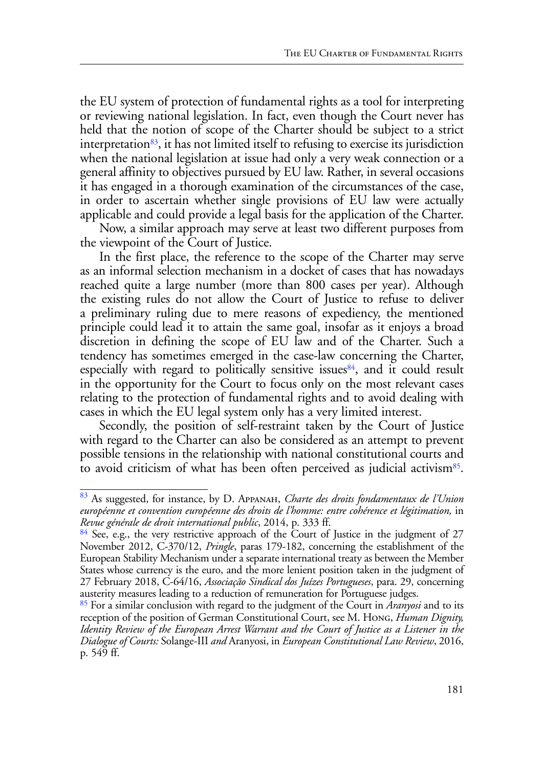the EU system of protection of fundamental rights as a tool for interpreting or reviewing national legislation. In fact, even though the Court never has held that the notion of scope of the Charter should be subject to a strict interpretation[83], it has not limited itself to refusing to exercise its jurisdiction when the national legislation at issue had only a very weak connection or a general affinity to objectives pursued by EU law. Rather, in several occasions it has engaged in a thorough examination of the circumstances of the case, in order to ascertain whether single provisions of EU law were actually applicable and could provide a legal basis for the application of the Charter.

Now, a similar approach may serve at least two different purposes from the viewpoint of the Court of Justice.

In the first place, the reference to the scope of the Charter may serve as an informal selection mechanism in a docket of cases that has nowadays reached quite a large number (more than 800 cases per year). Although the existing rules do not allow the Court of Justice to refuse to deliver a preliminary ruling due to mere reasons of expediency, the mentioned principle could lead it to attain the same goal, insofar as it enjoys a broad discretion in defining the scope of EU law and of the Charter. Such a tendency has sometimes emerged in the case-law concerning the Charter, especially with regard to politically sensitive issues[84], and it could result in the opportunity for the Court to focus only on the most relevant cases relating to the protection of fundamental rights and to avoid dealing with cases in which the EU legal system only has a very limited interest.

Secondly, the position of self-restraint taken by the Court of Justice with regard to the Charter can also be considered as an attempt to prevent possible tensions in the relationship with national constitutional courts and to avoid criticism of what has been often perceived as judicial activism[85].

---

[83] As suggested, for instance, by D. Appanah, *Charte des droits fondamentaux de l'Union européenne et convention européenne des droits de l'homme: entre cohérence et légitimation,* in *Revue générale de droit international public*, 2014, p. 333 ff.

[84] See, e.g., the very restrictive approach of the Court of Justice in the judgment of 27 November 2012, C-370/12, *Pringle*, paras 179-182, concerning the establishment of the European Stability Mechanism under a separate international treaty as between the Member States whose currency is the euro, and the more lenient position taken in the judgment of 27 February 2018, C-64/16, *Associação Sindical dos Juízes Portugueses*, para. 29, concerning austerity measures leading to a reduction of remuneration for Portuguese judges.

[85] For a similar conclusion with regard to the judgment of the Court in *Aranyosi* and to its reception of the position of German Constitutional Court, see M. Hong, *Human Dignity, Identity Review of the European Arrest Warrant and the Court of Justice as a Listener in the Dialogue of Courts:* Solange-III *and* Aranyosi, in *European Constitutional Law Review*, 2016, p. 549 ff.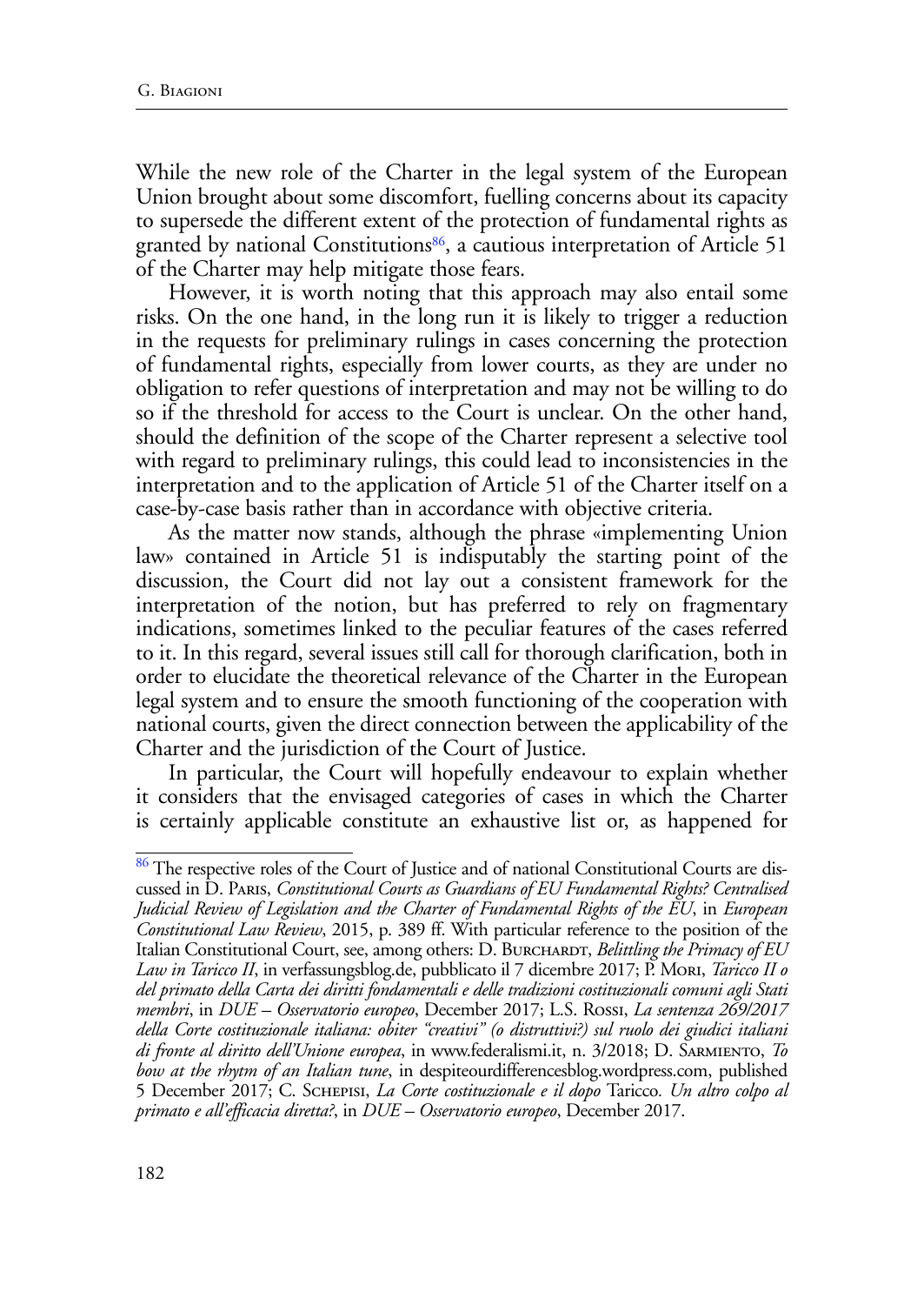While the new role of the Charter in the legal system of the European Union brought about some discomfort, fuelling concerns about its capacity to supersede the different extent of the protection of fundamental rights as granted by national Constitutions[86], a cautious interpretation of Article 51 of the Charter may help mitigate those fears.

However, it is worth noting that this approach may also entail some risks. On the one hand, in the long run it is likely to trigger a reduction in the requests for preliminary rulings in cases concerning the protection of fundamental rights, especially from lower courts, as they are under no obligation to refer questions of interpretation and may not be willing to do so if the threshold for access to the Court is unclear. On the other hand, should the definition of the scope of the Charter represent a selective tool with regard to preliminary rulings, this could lead to inconsistencies in the interpretation and to the application of Article 51 of the Charter itself on a case-by-case basis rather than in accordance with objective criteria.

As the matter now stands, although the phrase «implementing Union law» contained in Article 51 is indisputably the starting point of the discussion, the Court did not lay out a consistent framework for the interpretation of the notion, but has preferred to rely on fragmentary indications, sometimes linked to the peculiar features of the cases referred to it. In this regard, several issues still call for thorough clarification, both in order to elucidate the theoretical relevance of the Charter in the European legal system and to ensure the smooth functioning of the cooperation with national courts, given the direct connection between the applicability of the Charter and the jurisdiction of the Court of Justice.

In particular, the Court will hopefully endeavour to explain whether it considers that the envisaged categories of cases in which the Charter is certainly applicable constitute an exhaustive list or, as happened for

---

[86] The respective roles of the Court of Justice and of national Constitutional Courts are discussed in D. Paris, *Constitutional Courts as Guardians of EU Fundamental Rights? Centralised Judicial Review of Legislation and the Charter of Fundamental Rights of the EU*, in *European Constitutional Law Review*, 2015, p. 389 ff. With particular reference to the position of the Italian Constitutional Court, see, among others: D. Burchardt, *Belittling the Primacy of EU Law in Taricco II*, in verfassungsblog.de, pubblicato il 7 dicembre 2017; P. Mori, *Taricco II o del primato della Carta dei diritti fondamentali e delle tradizioni costituzionali comuni agli Stati membri*, in *DUE – Osservatorio europeo*, December 2017; L.S. Rossi, *La sentenza 269/2017 della Corte costituzionale italiana: obiter "creativi" (o distruttivi?) sul ruolo dei giudici italiani di fronte al diritto dell'Unione europea*, in www.federalismi.it, n. 3/2018; D. Sarmiento, *To bow at the rhytm of an Italian tune*, in despiteourdifferencesblog.wordpress.com, published 5 December 2017; C. Schepisi, *La Corte costituzionale e il dopo* Taricco*. Un altro colpo al primato e all'efficacia diretta?*, in *DUE – Osservatorio europeo*, December 2017.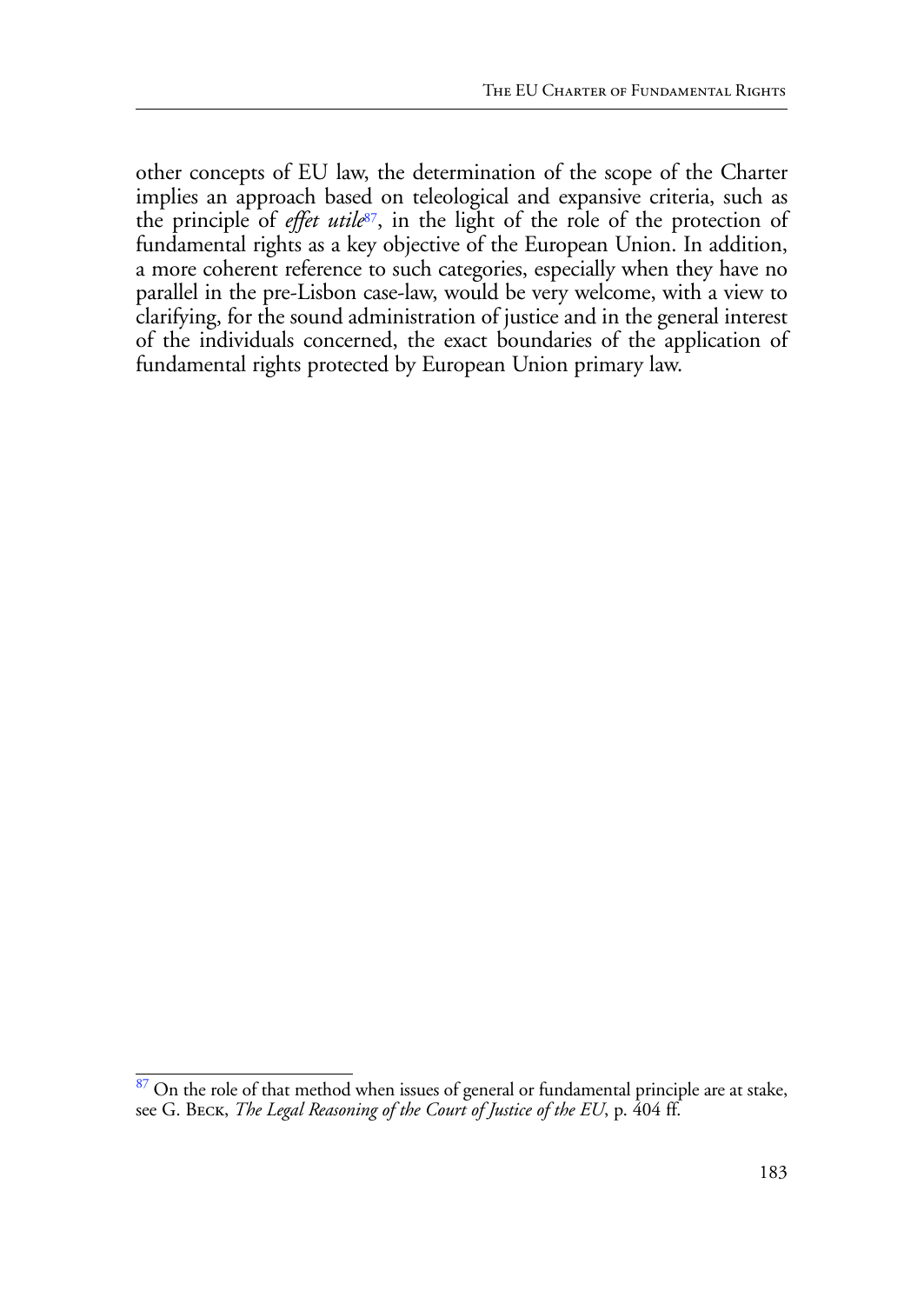other concepts of EU law, the determination of the scope of the Charter implies an approach based on teleological and expansive criteria, such as the principle of *effet utile*[87], in the light of the role of the protection of fundamental rights as a key objective of the European Union. In addition, a more coherent reference to such categories, especially when they have no parallel in the pre-Lisbon case-law, would be very welcome, with a view to clarifying, for the sound administration of justice and in the general interest of the individuals concerned, the exact boundaries of the application of fundamental rights protected by European Union primary law.

---

[87] On the role of that method when issues of general or fundamental principle are at stake, see G. Beck, *The Legal Reasoning of the Court of Justice of the EU*, p. 404 ff.